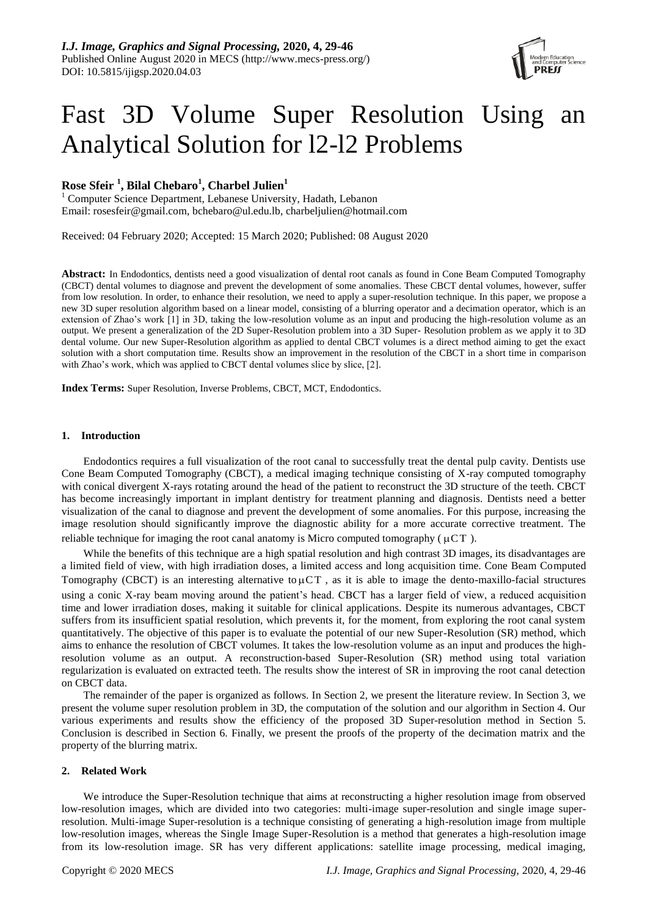# Fast 3D Volume Super Resolution Using an Analytical Solution for l2-l2 Problems

**Rose Sfeir [1], Bilal Chebaro[1], Charbel Julien[1]**

[1] Computer Science Department, Lebanese University, Hadath, Lebanon
Email: rosesfeir@gmail.com, bchebaro@ul.edu.lb, charbeljulien@hotmail.com

Received: 04 February 2020; Accepted: 15 March 2020; Published: 08 August 2020

**Abstract:** In Endodontics, dentists need a good visualization of dental root canals as found in Cone Beam Computed Tomography (CBCT) dental volumes to diagnose and prevent the development of some anomalies. These CBCT dental volumes, however, suffer from low resolution. In order, to enhance their resolution, we need to apply a super-resolution technique. In this paper, we propose a new 3D super resolution algorithm based on a linear model, consisting of a blurring operator and a decimation operator, which is an extension of Zhao's work [1] in 3D, taking the low-resolution volume as an input and producing the high-resolution volume as an output. We present a generalization of the 2D Super-Resolution problem into a 3D Super- Resolution problem as we apply it to 3D dental volume. Our new Super-Resolution algorithm as applied to dental CBCT volumes is a direct method aiming to get the exact solution with a short computation time. Results show an improvement in the resolution of the CBCT in a short time in comparison with Zhao's work, which was applied to CBCT dental volumes slice by slice, [2].

**Index Terms:** Super Resolution, Inverse Problems, CBCT, MCT, Endodontics.

## 1. Introduction

Endodontics requires a full visualization of the root canal to successfully treat the dental pulp cavity. Dentists use Cone Beam Computed Tomography (CBCT), a medical imaging technique consisting of X-ray computed tomography with conical divergent X-rays rotating around the head of the patient to reconstruct the 3D structure of the teeth. CBCT has become increasingly important in implant dentistry for treatment planning and diagnosis. Dentists need a better visualization of the canal to diagnose and prevent the development of some anomalies. For this purpose, increasing the image resolution should significantly improve the diagnostic ability for a more accurate corrective treatment. The reliable technique for imaging the root canal anatomy is Micro computed tomography ( $\mu$CT ).

While the benefits of this technique are a high spatial resolution and high contrast 3D images, its disadvantages are a limited field of view, with high irradiation doses, a limited access and long acquisition time. Cone Beam Computed Tomography (CBCT) is an interesting alternative to $\mu$CT , as it is able to image the dento-maxillo-facial structures using a conic X-ray beam moving around the patient's head. CBCT has a larger field of view, a reduced acquisition time and lower irradiation doses, making it suitable for clinical applications. Despite its numerous advantages, CBCT suffers from its insufficient spatial resolution, which prevents it, for the moment, from exploring the root canal system quantitatively. The objective of this paper is to evaluate the potential of our new Super-Resolution (SR) method, which aims to enhance the resolution of CBCT volumes. It takes the low-resolution volume as an input and produces the high-resolution volume as an output. A reconstruction-based Super-Resolution (SR) method using total variation regularization is evaluated on extracted teeth. The results show the interest of SR in improving the root canal detection on CBCT data.

The remainder of the paper is organized as follows. In Section 2, we present the literature review. In Section 3, we present the volume super resolution problem in 3D, the computation of the solution and our algorithm in Section 4. Our various experiments and results show the efficiency of the proposed 3D Super-resolution method in Section 5. Conclusion is described in Section 6. Finally, we present the proofs of the property of the decimation matrix and the property of the blurring matrix.

## 2. Related Work

We introduce the Super-Resolution technique that aims at reconstructing a higher resolution image from observed low-resolution images, which are divided into two categories: multi-image super-resolution and single image super-resolution. Multi-image Super-resolution is a technique consisting of generating a high-resolution image from multiple low-resolution images, whereas the Single Image Super-Resolution is a method that generates a high-resolution image from its low-resolution image. SR has very different applications: satellite image processing, medical imaging,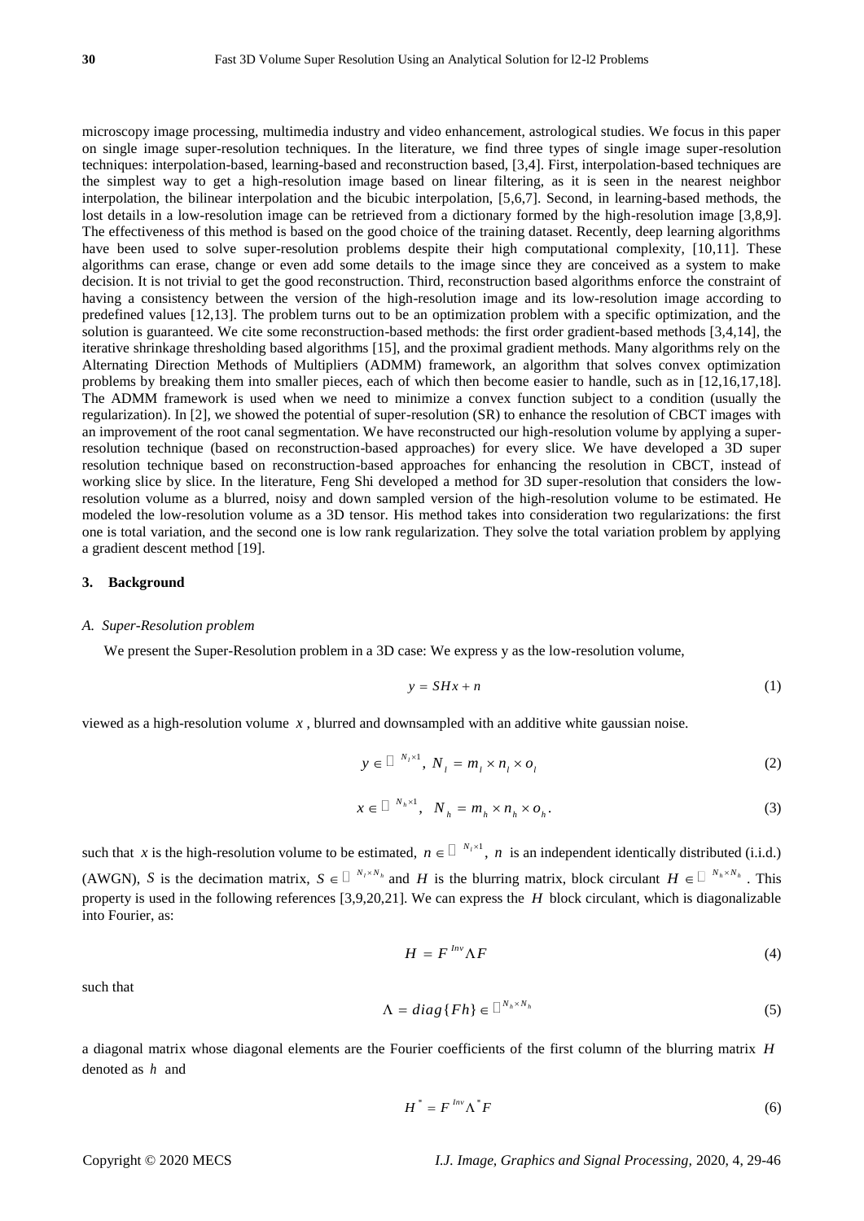microscopy image processing, multimedia industry and video enhancement, astrological studies. We focus in this paper on single image super-resolution techniques. In the literature, we find three types of single image super-resolution techniques: interpolation-based, learning-based and reconstruction based, [3,4]. First, interpolation-based techniques are the simplest way to get a high-resolution image based on linear filtering, as it is seen in the nearest neighbor interpolation, the bilinear interpolation and the bicubic interpolation, [5,6,7]. Second, in learning-based methods, the lost details in a low-resolution image can be retrieved from a dictionary formed by the high-resolution image [3,8,9]. The effectiveness of this method is based on the good choice of the training dataset. Recently, deep learning algorithms have been used to solve super-resolution problems despite their high computational complexity, [10,11]. These algorithms can erase, change or even add some details to the image since they are conceived as a system to make decision. It is not trivial to get the good reconstruction. Third, reconstruction based algorithms enforce the constraint of having a consistency between the version of the high-resolution image and its low-resolution image according to predefined values [12,13]. The problem turns out to be an optimization problem with a specific optimization, and the solution is guaranteed. We cite some reconstruction-based methods: the first order gradient-based methods [3,4,14], the iterative shrinkage thresholding based algorithms [15], and the proximal gradient methods. Many algorithms rely on the Alternating Direction Methods of Multipliers (ADMM) framework, an algorithm that solves convex optimization problems by breaking them into smaller pieces, each of which then become easier to handle, such as in [12,16,17,18]. The ADMM framework is used when we need to minimize a convex function subject to a condition (usually the regularization). In [2], we showed the potential of super-resolution (SR) to enhance the resolution of CBCT images with an improvement of the root canal segmentation. We have reconstructed our high-resolution volume by applying a super-resolution technique (based on reconstruction-based approaches) for every slice. We have developed a 3D super resolution technique based on reconstruction-based approaches for enhancing the resolution in CBCT, instead of working slice by slice. In the literature, Feng Shi developed a method for 3D super-resolution that considers the low-resolution volume as a blurred, noisy and down sampled version of the high-resolution volume to be estimated. He modeled the low-resolution volume as a 3D tensor. His method takes into consideration two regularizations: the first one is total variation, and the second one is low rank regularization. They solve the total variation problem by applying a gradient descent method [19].

## 3. Background

### A. Super-Resolution problem

We present the Super-Resolution problem in a 3D case: We express y as the low-resolution volume,

$$y = SHx + n \tag{1}$$

viewed as a high-resolution volume $x$, blurred and downsampled with an additive white gaussian noise.

$$y \in \mathbb{R}^{N_l \times 1},\ N_l = m_l \times n_l \times o_l \tag{2}$$

$$x \in \mathbb{R}^{N_h \times 1},\ \ N_h = m_h \times n_h \times o_h. \tag{3}$$

such that $x$ is the high-resolution volume to be estimated, $n \in \mathbb{R}^{N_l \times 1}$, $n$ is an independent identically distributed (i.i.d.) (AWGN), $S$ is the decimation matrix, $S \in \mathbb{R}^{N_l \times N_h}$ and $H$ is the blurring matrix, block circulant $H \in \mathbb{R}^{N_h \times N_h}$. This property is used in the following references [3,9,20,21]. We can express the $H$ block circulant, which is diagonalizable into Fourier, as:

$$H = F^{Inv} \Lambda F \tag{4}$$

such that

$$\Lambda = diag\{Fh\} \in \mathbb{R}^{N_h \times N_h} \tag{5}$$

a diagonal matrix whose diagonal elements are the Fourier coefficients of the first column of the blurring matrix $H$ denoted as $h$ and

$$H^* = F^{Inv} \Lambda^* F \tag{6}$$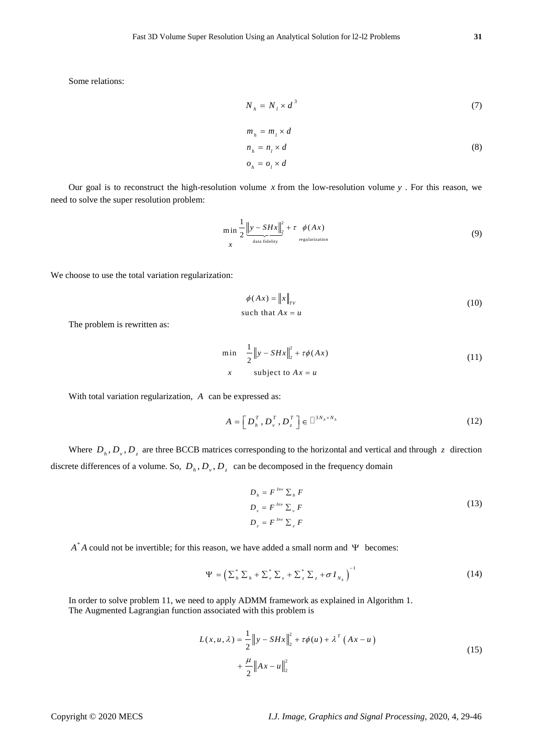Some relations:

$$N_h = N_l \times d^3 \tag{7}$$

$$\begin{aligned} m_h &= m_l \times d \\ n_h &= n_l \times d \\ o_h &= o_l \times d \end{aligned} \tag{8}$$

Our goal is to reconstruct the high-resolution volume $x$ from the low-resolution volume $y$. For this reason, we need to solve the super resolution problem:

$$\min_{x} \frac{1}{2} \underbrace{\|y - SHx\|_2^2}_{\text{data fidelity}} + \tau \underbrace{\phi(Ax)}_{\text{regularization}} \tag{9}$$

We choose to use the total variation regularization:

$$\begin{gathered} \phi(Ax) = \|x\|_{TV} \\ \text{such that } Ax = u \end{gathered} \tag{10}$$

The problem is rewritten as:

$$\begin{aligned} \min_{x} \quad & \frac{1}{2}\|y - SHx\|_2^2 + \tau\phi(Ax) \\ & \text{subject to } Ax = u \end{aligned} \tag{11}$$

With total variation regularization, $A$ can be expressed as:

$$A = \left[ D_h^T, D_v^T, D_z^T \right] \in \mathbb{R}^{3N_h \times N_h} \tag{12}$$

Where $D_h, D_v, D_z$ are three BCCB matrices corresponding to the horizontal and vertical and through $z$ direction discrete differences of a volume. So, $D_h, D_v, D_z$ can be decomposed in the frequency domain

$$\begin{aligned} D_h &= F^{Inv} \Sigma_h F \\ D_v &= F^{Inv} \Sigma_v F \\ D_z &= F^{Inv} \Sigma_z F \end{aligned} \tag{13}$$

$A^* A$ could not be invertible; for this reason, we have added a small norm and $\Psi$ becomes:

$$\Psi = \left( \Sigma_h^* \Sigma_h + \Sigma_v^* \Sigma_v + \Sigma_z^* \Sigma_z + \sigma I_{N_h} \right)^{-1} \tag{14}$$

In order to solve problem 11, we need to apply ADMM framework as explained in Algorithm 1.
The Augmented Lagrangian function associated with this problem is

$$\begin{aligned} L(x, u, \lambda) = \frac{1}{2}\|y - SHx\|_2^2 + \tau\phi(u) + \lambda^T \left( Ax - u \right) \\ + \frac{\mu}{2}\|Ax - u\|_2^2 \end{aligned} \tag{15}$$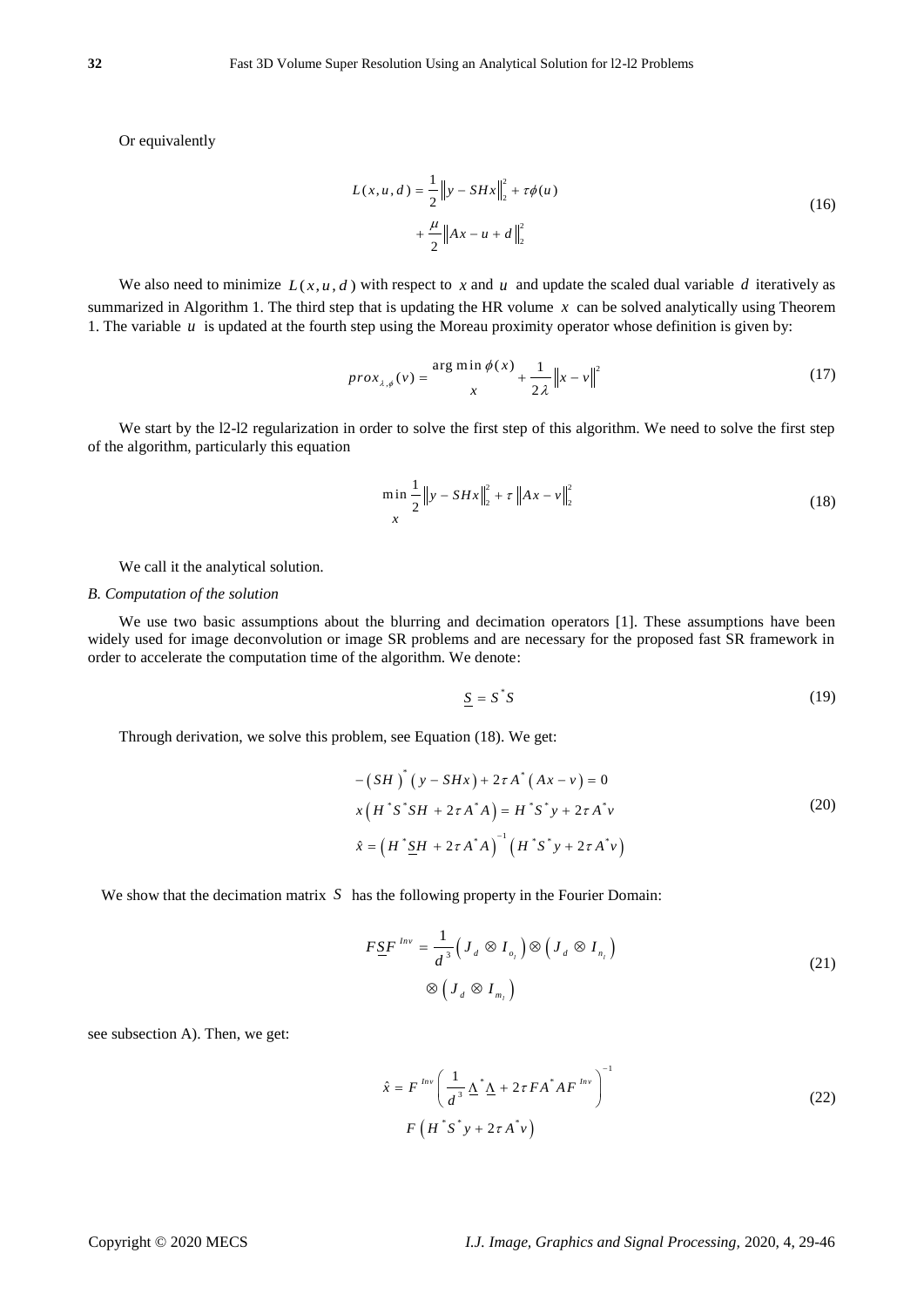Or equivalently

$$L(x,u,d) = \frac{1}{2}\left\|y - SHx\right\|_2^2 + \tau\phi(u) + \frac{\mu}{2}\left\|Ax - u + d\right\|_2^2 \tag{16}$$

We also need to minimize $L(x,u,d)$ with respect to $x$ and $u$ and update the scaled dual variable $d$ iteratively as summarized in Algorithm 1. The third step that is updating the HR volume $x$ can be solved analytically using Theorem 1. The variable $u$ is updated at the fourth step using the Moreau proximity operator whose definition is given by:

$$prox_{\lambda,\phi}(v) = \underset{x}{\arg\min}\, \phi(x) + \frac{1}{2\lambda}\left\|x - v\right\|^2 \tag{17}$$

We start by the l2-l2 regularization in order to solve the first step of this algorithm. We need to solve the first step of the algorithm, particularly this equation

$$\min_{x} \frac{1}{2}\left\|y - SHx\right\|_2^2 + \tau\left\|Ax - v\right\|_2^2 \tag{18}$$

We call it the analytical solution.

*B. Computation of the solution*

We use two basic assumptions about the blurring and decimation operators [1]. These assumptions have been widely used for image deconvolution or image SR problems and are necessary for the proposed fast SR framework in order to accelerate the computation time of the algorithm. We denote:

$$\underline{S} = S^{*}S \tag{19}$$

Through derivation, we solve this problem, see Equation (18). We get:

$$\begin{aligned} &-\left(SH\right)^{*}\left(y - SHx\right) + 2\tau A^{*}\left(Ax - v\right) = 0 \\ &x\left(H^{*}S^{*}SH + 2\tau A^{*}A\right) = H^{*}S^{*}y + 2\tau A^{*}v \\ &\hat{x} = \left(H^{*}\underline{S}H + 2\tau A^{*}A\right)^{-1}\left(H^{*}S^{*}y + 2\tau A^{*}v\right) \end{aligned} \tag{20}$$

We show that the decimation matrix $S$ has the following property in the Fourier Domain:

$$F\underline{S}F^{Inv} = \frac{1}{d^{3}}\left(J_d \otimes I_{o_l}\right) \otimes \left(J_d \otimes I_{n_l}\right) \otimes \left(J_d \otimes I_{m_l}\right) \tag{21}$$

see subsection A). Then, we get:

$$\hat{x} = F^{Inv}\left(\frac{1}{d^{3}}\underline{\Lambda}^{*}\underline{\Lambda} + 2\tau FA^{*}AF^{Inv}\right)^{-1} F\left(H^{*}S^{*}y + 2\tau A^{*}v\right) \tag{22}$$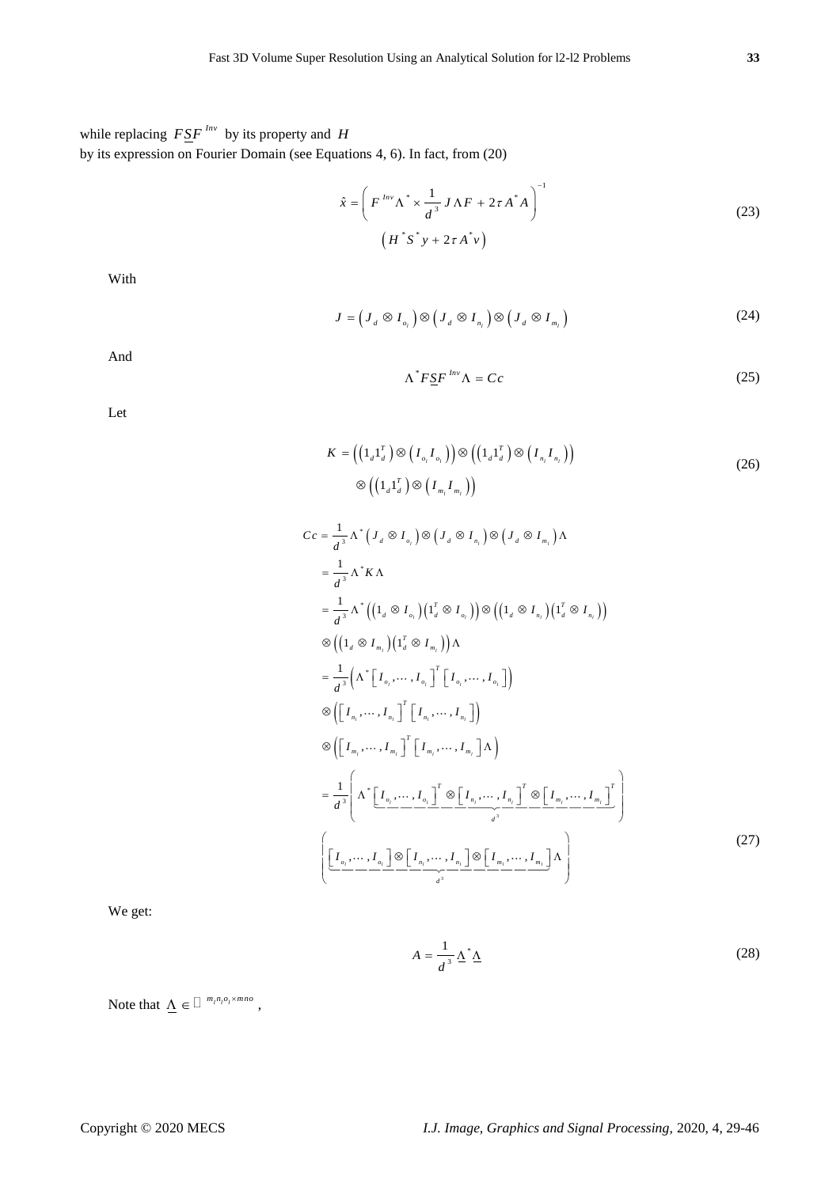while replacing $F\underline{S}F^{Inv}$ by its property and $H$ by its expression on Fourier Domain (see Equations 4, 6). In fact, from (20)

$$\hat{x} = \left( F^{Inv}\Lambda^{*} \times \frac{1}{d^{3}} J\Lambda F + 2\tau A^{*}A \right)^{-1} \left( H^{*}S^{*}y + 2\tau A^{*}v \right) \tag{23}$$

With

$$J = \left( J_{d} \otimes I_{o_l} \right) \otimes \left( J_{d} \otimes I_{n_l} \right) \otimes \left( J_{d} \otimes I_{m_l} \right) \tag{24}$$

And

$$\Lambda^{*} F\underline{S}F^{Inv}\Lambda = Cc \tag{25}$$

Let

$$K = \left( \left( 1_{d}1_{d}^{T} \right) \otimes \left( I_{o_l} I_{o_l} \right) \right) \otimes \left( \left( 1_{d}1_{d}^{T} \right) \otimes \left( I_{n_l} I_{n_l} \right) \right) \otimes \left( \left( 1_{d}1_{d}^{T} \right) \otimes \left( I_{m_l} I_{m_l} \right) \right) \tag{26}$$

$$\begin{aligned}
Cc &= \frac{1}{d^{3}} \Lambda^{*} \left( J_{d} \otimes I_{o_l} \right) \otimes \left( J_{d} \otimes I_{n_l} \right) \otimes \left( J_{d} \otimes I_{m_l} \right) \Lambda \\
&= \frac{1}{d^{3}} \Lambda^{*} K \Lambda \\
&= \frac{1}{d^{3}} \Lambda^{*} \left( \left( 1_{d} \otimes I_{o_l} \right) \left( 1_{d}^{T} \otimes I_{o_l} \right) \right) \otimes \left( \left( 1_{d} \otimes I_{n_l} \right) \left( 1_{d}^{T} \otimes I_{n_l} \right) \right) \\
&\quad \otimes \left( \left( 1_{d} \otimes I_{m_l} \right) \left( 1_{d}^{T} \otimes I_{m_l} \right) \right) \Lambda \\
&= \frac{1}{d^{3}} \left( \Lambda^{*} \left[ I_{o_l}, \cdots, I_{o_l} \right]^{T} \left[ I_{o_l}, \cdots, I_{o_l} \right] \right) \\
&\quad \otimes \left( \left[ I_{n_l}, \cdots, I_{n_l} \right]^{T} \left[ I_{n_l}, \cdots, I_{n_l} \right] \right) \\
&\quad \otimes \left( \left[ I_{m_l}, \cdots, I_{m_l} \right]^{T} \left[ I_{m_l}, \cdots, I_{m_l} \right] \Lambda \right) \\
&= \frac{1}{d^{3}} \left( \Lambda^{*} \underbrace{\left[ I_{o_l}, \cdots, I_{o_l} \right]^{T} \otimes \left[ I_{n_l}, \cdots, I_{n_l} \right]^{T} \otimes \left[ I_{m_l}, \cdots, I_{m_l} \right]^{T}}_{d^{3}} \right) \\
&\quad \left( \underbrace{\left[ I_{o_l}, \cdots, I_{o_l} \right] \otimes \left[ I_{n_l}, \cdots, I_{n_l} \right] \otimes \left[ I_{m_l}, \cdots, I_{m_l} \right]}_{d^{3}} \Lambda \right)
\end{aligned} \tag{27}$$

We get:

$$A = \frac{1}{d^{3}} \underline{\Lambda}^{*} \underline{\Lambda} \tag{28}$$

Note that $\underline{\Lambda} \in \mathbb{C}^{m_l n_l o_l \times mno}$,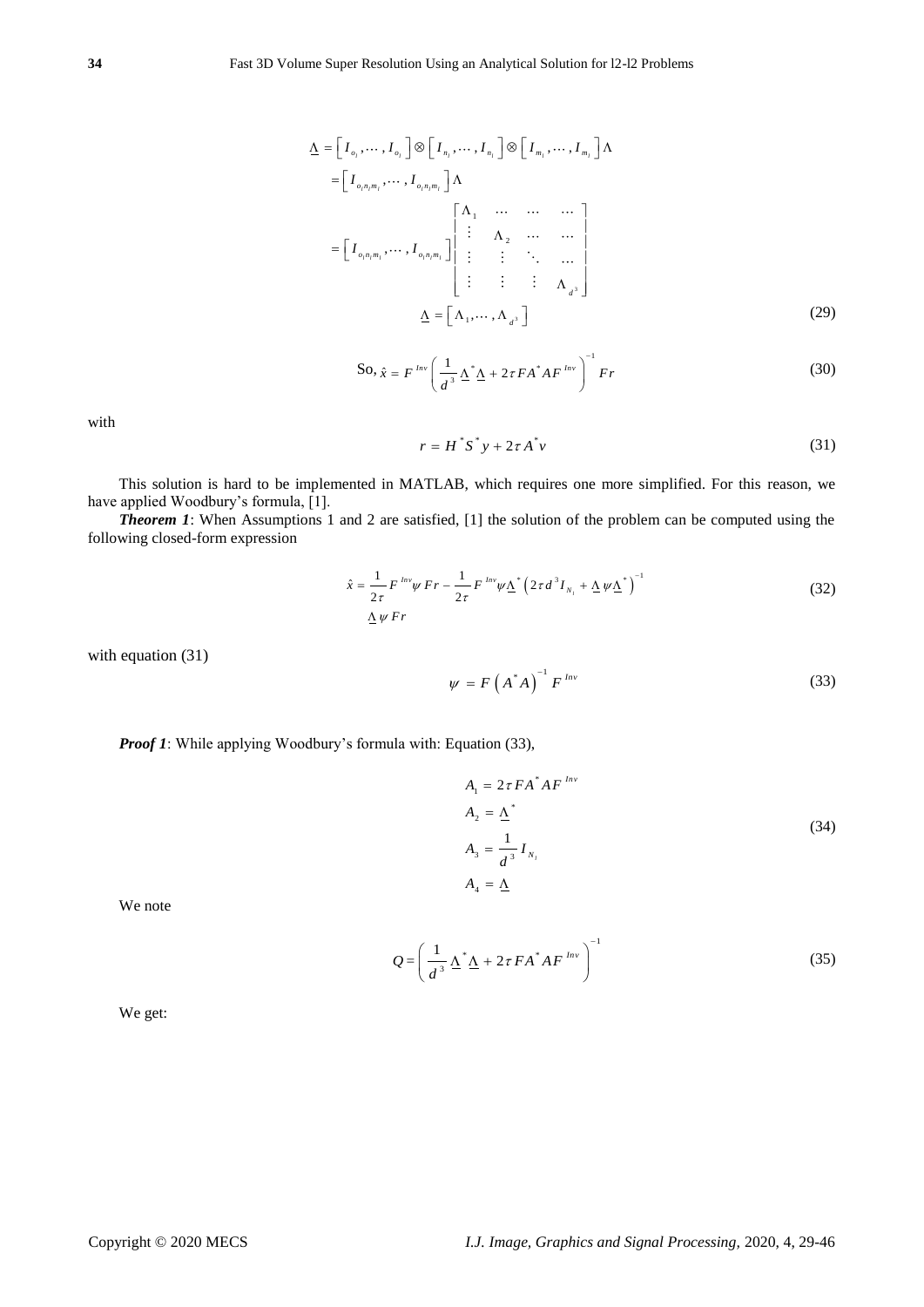$$\underline{\Lambda} = \left[ I_{o_l}, \cdots, I_{o_l} \right] \otimes \left[ I_{n_l}, \cdots, I_{n_l} \right] \otimes \left[ I_{m_l}, \cdots, I_{m_l} \right] \Lambda$$

$$= \left[ I_{o_l n_l m_l}, \cdots, I_{o_l n_l m_l} \right] \Lambda$$

$$= \left[ I_{o_l n_l m_l}, \cdots, I_{o_l n_l m_l} \right] \begin{bmatrix} \Lambda_1 & \cdots & \cdots & \cdots \\ \vdots & \Lambda_2 & \cdots & \cdots \\ \vdots & \vdots & \ddots & \cdots \\ \vdots & \vdots & \vdots & \Lambda_{d^3} \end{bmatrix}$$

$$\underline{\Lambda} = \left[ \Lambda_1, \cdots, \Lambda_{d^3} \right] \tag{29}$$

$$\text{So, } \hat{x} = F^{Inv} \left( \frac{1}{d^3} \underline{\Lambda}^* \underline{\Lambda} + 2\tau F A^* A F^{Inv} \right)^{-1} F r \tag{30}$$

with

$$r = H^* S^* y + 2\tau A^* v \tag{31}$$

This solution is hard to be implemented in MATLAB, which requires one more simplified. For this reason, we have applied Woodbury's formula, [1].

***Theorem 1***: When Assumptions 1 and 2 are satisfied, [1] the solution of the problem can be computed using the following closed-form expression

$$\hat{x} = \frac{1}{2\tau} F^{Inv} \psi F r - \frac{1}{2\tau} F^{Inv} \psi \underline{\Lambda}^* \left( 2\tau d^3 I_{N_l} + \underline{\Lambda} \psi \underline{\Lambda}^* \right)^{-1} \underline{\Lambda} \psi F r \tag{32}$$

with equation (31)

$$\psi = F \left( A^* A \right)^{-1} F^{Inv} \tag{33}$$

***Proof 1***: While applying Woodbury's formula with: Equation (33),

$$\begin{aligned} A_1 &= 2\tau F A^* A F^{Inv} \\ A_2 &= \underline{\Lambda}^* \\ A_3 &= \frac{1}{d^3} I_{N_l} \\ A_4 &= \underline{\Lambda} \end{aligned} \tag{34}$$

We note

$$Q = \left( \frac{1}{d^3} \underline{\Lambda}^* \underline{\Lambda} + 2\tau F A^* A F^{Inv} \right)^{-1} \tag{35}$$

We get: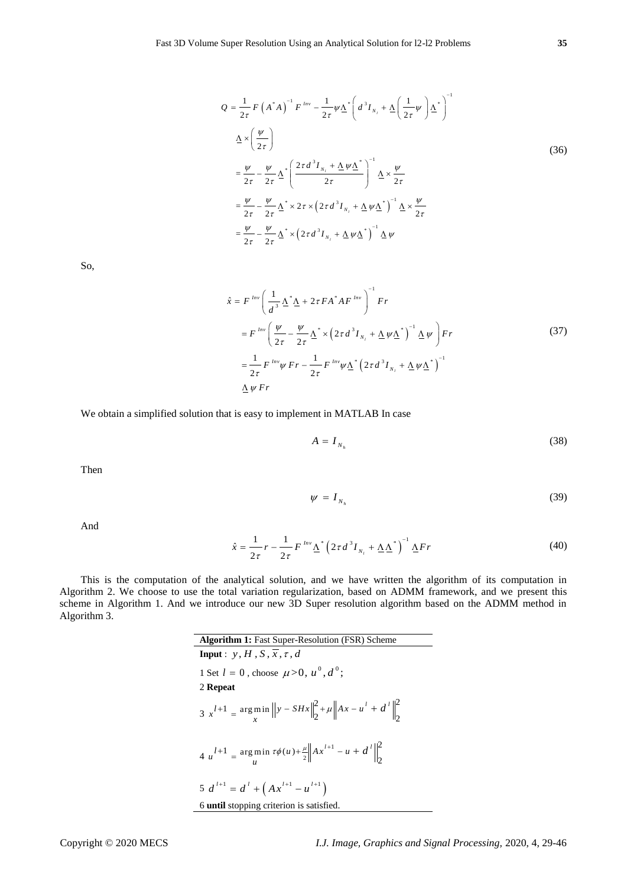$$
\begin{aligned}
Q &= \frac{1}{2\tau} F \left(A^* A\right)^{-1} F^{Inv} - \frac{1}{2\tau} \psi \underline{\Lambda}^* \left( d^3 I_{N_l} + \underline{\Lambda} \left( \frac{1}{2\tau} \psi \right) \underline{\Lambda}^* \right)^{-1} \\
&\quad \underline{\Lambda} \times \left( \frac{\psi}{2\tau} \right) \\
&= \frac{\psi}{2\tau} - \frac{\psi}{2\tau} \underline{\Lambda}^* \left( \frac{2\tau d^3 I_{N_l} + \underline{\Lambda} \psi \underline{\Lambda}^*}{2\tau} \right)^{-1} \underline{\Lambda} \times \frac{\psi}{2\tau} \\
&= \frac{\psi}{2\tau} - \frac{\psi}{2\tau} \underline{\Lambda}^* \times 2\tau \times \left( 2\tau d^3 I_{N_l} + \underline{\Lambda} \psi \underline{\Lambda}^* \right)^{-1} \underline{\Lambda} \times \frac{\psi}{2\tau} \\
&= \frac{\psi}{2\tau} - \frac{\psi}{2\tau} \underline{\Lambda}^* \times \left( 2\tau d^3 I_{N_l} + \underline{\Lambda} \psi \underline{\Lambda}^* \right)^{-1} \underline{\Lambda} \psi
\end{aligned}
\tag{36}
$$

So,

$$
\begin{aligned}
\hat{x} &= F^{Inv} \left( \frac{1}{d^3} \underline{\Lambda}^* \underline{\Lambda} + 2\tau F A^* A F^{Inv} \right)^{-1} F r \\
&= F^{Inv} \left( \frac{\psi}{2\tau} - \frac{\psi}{2\tau} \underline{\Lambda}^* \times \left( 2\tau d^3 I_{N_l} + \underline{\Lambda} \psi \underline{\Lambda}^* \right)^{-1} \underline{\Lambda} \psi \right) F r \\
&= \frac{1}{2\tau} F^{Inv} \psi F r - \frac{1}{2\tau} F^{Inv} \psi \underline{\Lambda}^* \left( 2\tau d^3 I_{N_l} + \underline{\Lambda} \psi \underline{\Lambda}^* \right)^{-1} \\
&\quad \underline{\Lambda} \psi F r
\end{aligned}
\tag{37}
$$

We obtain a simplified solution that is easy to implement in MATLAB In case

$$
A = I_{N_h} \tag{38}
$$

Then

$$
\psi = I_{N_h} \tag{39}
$$

And

$$
\hat{x} = \frac{1}{2\tau} r - \frac{1}{2\tau} F^{Inv} \underline{\Lambda}^* \left( 2\tau d^3 I_{N_l} + \underline{\Lambda} \underline{\Lambda}^* \right)^{-1} \underline{\Lambda} F r \tag{40}
$$

This is the computation of the analytical solution, and we have written the algorithm of its computation in Algorithm 2. We choose to use the total variation regularization, based on ADMM framework, and we present this scheme in Algorithm 1. And we introduce our new 3D Super resolution algorithm based on the ADMM method in Algorithm 3.

**Algorithm 1:** Fast Super-Resolution (FSR) Scheme

**Input** : $y, H, S, \overline{x}, \tau, d$

1 Set $l = 0$ , choose $\mu > 0,\ u^0, d^0$;

2 **Repeat**

3 $x^{l+1} = \underset{x}{\arg\min} \left\| y - SHx \right\|_2^2 + \mu \left\| Ax - u^l + d^l \right\|_2^2$

4 $u^{l+1} = \underset{u}{\arg\min}\ \tau\phi(u) + \frac{\mu}{2} \left\| Ax^{l+1} - u + d^l \right\|_2^2$

5 $d^{l+1} = d^l + \left( Ax^{l+1} - u^{l+1} \right)$

6 **until** stopping criterion is satisfied.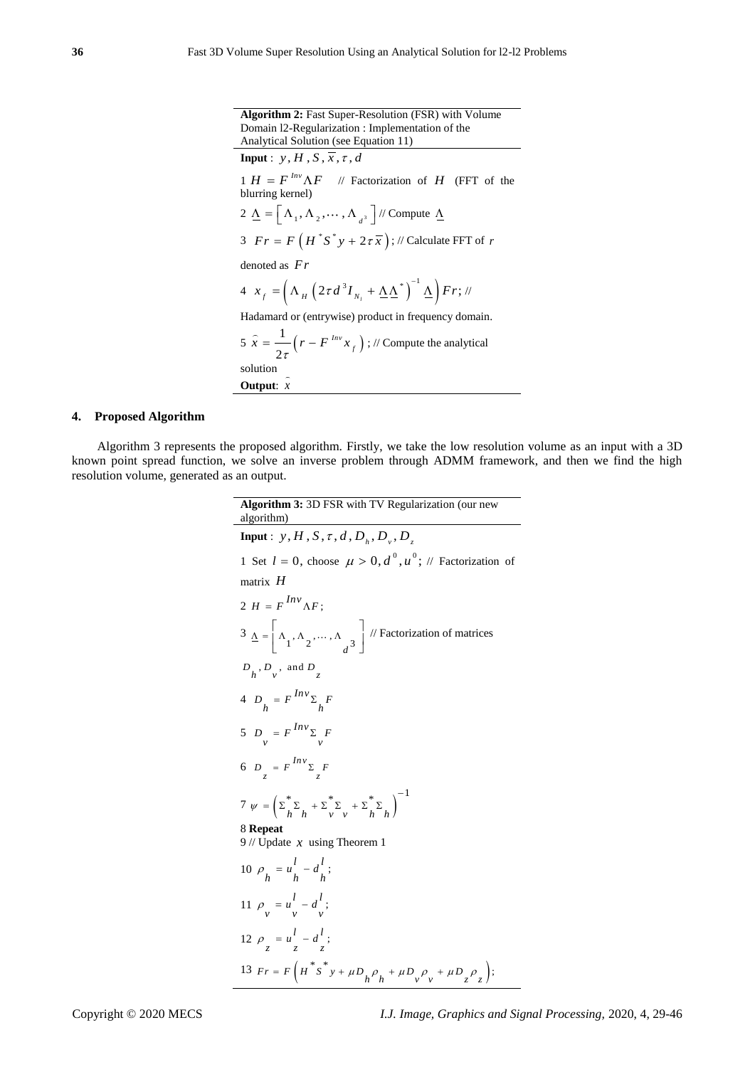**Algorithm 2:** Fast Super-Resolution (FSR) with Volume Domain l2-Regularization : Implementation of the Analytical Solution (see Equation 11)

**Input** : $y, H, S, \overline{x}, \tau, d$

1 $H = F^{Inv} \Lambda F$ // Factorization of $H$ (FFT of the blurring kernel)

2 $\underline{\Lambda} = \left[ \Lambda_1, \Lambda_2, \cdots, \Lambda_{d^3} \right]$ // Compute $\underline{\Lambda}$

3 $Fr = F\left( H^* S^* y + 2\tau \overline{x} \right)$; // Calculate FFT of $r$ denoted as $Fr$

4 $x_f = \left( \Lambda_H \left( 2\tau d^3 I_{N_l} + \underline{\Lambda}\underline{\Lambda}^* \right)^{-1} \underline{\Lambda} \right) Fr$; // Hadamard or (entrywise) product in frequency domain.

5 $\hat{x} = \frac{1}{2\tau}\left( r - F^{Inv} x_f \right)$; // Compute the analytical solution

**Output**: $\hat{x}$

## 4. Proposed Algorithm

Algorithm 3 represents the proposed algorithm. Firstly, we take the low resolution volume as an input with a 3D known point spread function, we solve an inverse problem through ADMM framework, and then we find the high resolution volume, generated as an output.

**Algorithm 3:** 3D FSR with TV Regularization (our new algorithm)

**Input** : $y, H, S, \tau, d, D_h, D_v, D_z$

1 Set $l = 0$, choose $\mu > 0, d^0, u^0$; // Factorization of matrix $H$

2 $H = F^{Inv} \Lambda F$;

3 $\underline{\Lambda} = \left[ \Lambda_1, \Lambda_2, \cdots, \Lambda_{d^3} \right]$ // Factorization of matrices $D_h, D_v,$ and $D_z$

4 $D_h = F^{Inv} \Sigma_h F$

5 $D_v = F^{Inv} \Sigma_v F$

6 $D_z = F^{Inv} \Sigma_z F$

7 $\psi = \left( \Sigma_h^* \Sigma_h + \Sigma_v^* \Sigma_v + \Sigma_h^* \Sigma_h \right)^{-1}$

8 **Repeat**

9 // Update $x$ using Theorem 1

10 $\rho_h = u_h^l - d_h^l$;

11 $\rho_v = u_v^l - d_v^l$;

12 $\rho_z = u_z^l - d_z^l$;

13 $Fr = F\left( H^* S^* y + \mu D_h \rho_h + \mu D_v \rho_v + \mu D_z \rho_z \right)$;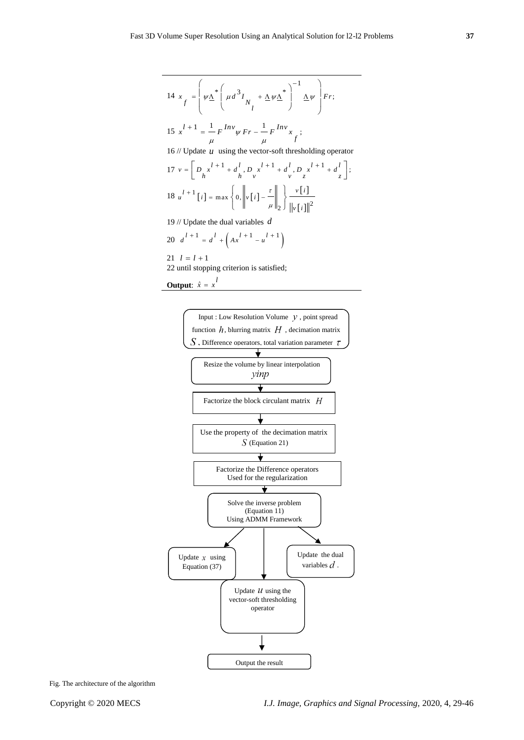14 $x_f = \left( \psi \underline{\Lambda}^* \left( \mu d^3 I_{N_l} + \underline{\Lambda} \psi \underline{\Lambda}^* \right)^{-1} \underline{\Lambda} \psi \right) Fr;$

15 $x^{l+1} = \frac{1}{\mu} F^{Inv} \psi Fr - \frac{1}{\mu} F^{Inv} x_f;$

16 // Update $u$ using the vector-soft thresholding operator

17 $v = \left[ D_h x^{l+1} + d_h^l, D_v x^{l+1} + d_v^l, D_z x^{l+1} + d_z^l \right];$

18 $u^{l+1}[i] = \max \left\{ 0, \left\| v[i] - \frac{\tau}{\mu} \right\|_2 \right\} \frac{v[i]}{\| v[i] \|^2}$

19 // Update the dual variables $d$

20 $d^{l+1} = d^l + \left( Ax^{l+1} - u^{l+1} \right)$

21 $l = l + 1$

22 until stopping criterion is satisfied;

**Output**: $\hat{x} = x^l$

Input : Low Resolution Volume $y$, point spread function $h$, blurring matrix $H$, decimation matrix $S$, Difference operators, total variation parameter $\tau$

Resize the volume by linear interpolation *yinp*

Factorize the block circulant matrix $H$

Use the property of the decimation matrix $S$ (Equation 21)

Factorize the Difference operators Used for the regularization

Solve the inverse problem (Equation 11) Using ADMM Framework

Update $x$ using Equation (37)

Update $u$ using the vector-soft thresholding operator

Update the dual variables $d$.

Output the result

Fig. The architecture of the algorithm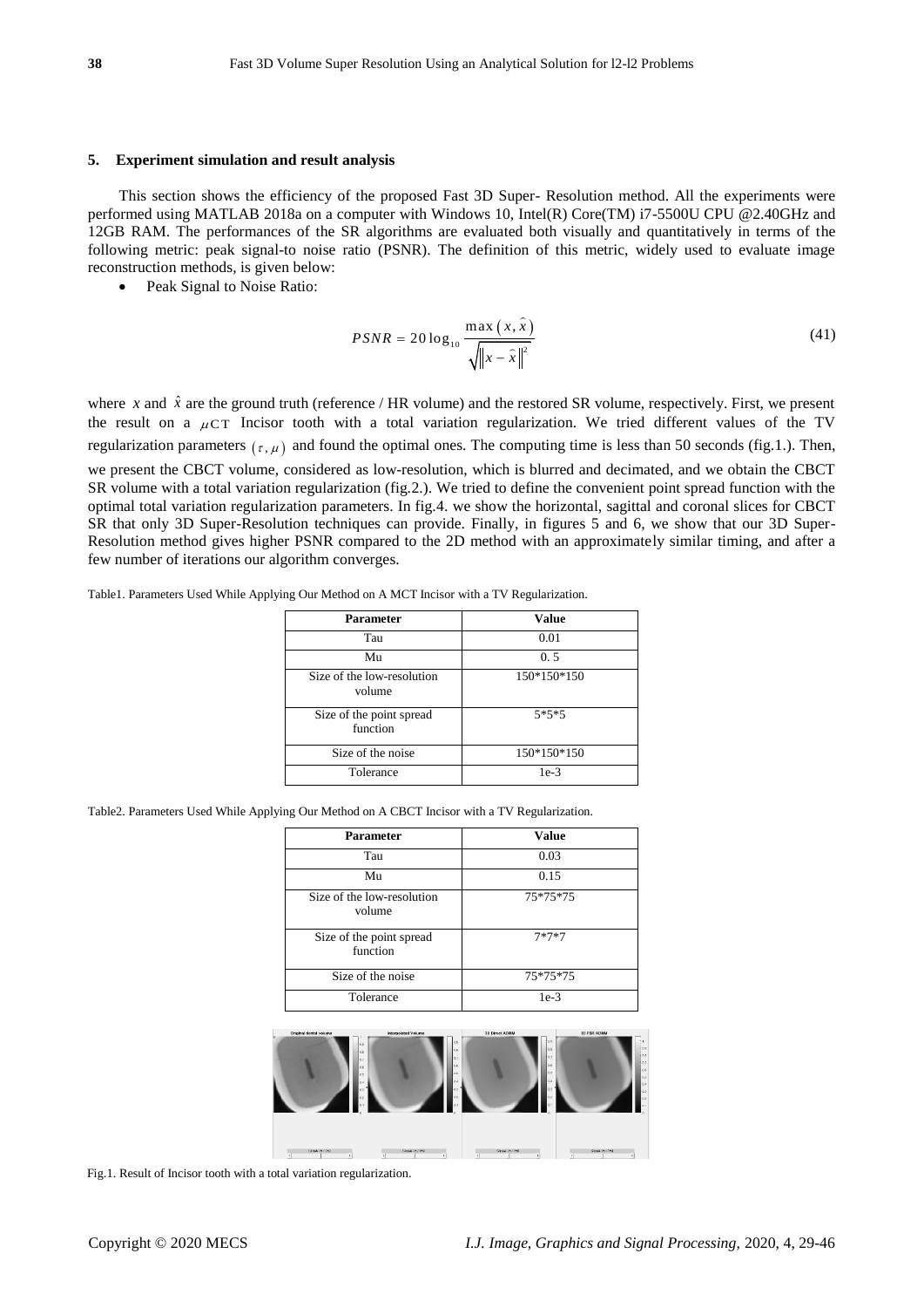## 5. Experiment simulation and result analysis

This section shows the efficiency of the proposed Fast 3D Super- Resolution method. All the experiments were performed using MATLAB 2018a on a computer with Windows 10, Intel(R) Core(TM) i7-5500U CPU @2.40GHz and 12GB RAM. The performances of the SR algorithms are evaluated both visually and quantitatively in terms of the following metric: peak signal-to noise ratio (PSNR). The definition of this metric, widely used to evaluate image reconstruction methods, is given below:

- Peak Signal to Noise Ratio:

$$PSNR = 20\log_{10}\frac{\max(x,\hat{x})}{\sqrt{\|x-\hat{x}\|^2}} \tag{41}$$

where $x$ and $\hat{x}$ are the ground truth (reference / HR volume) and the restored SR volume, respectively. First, we present the result on a $\mu$CT Incisor tooth with a total variation regularization. We tried different values of the TV regularization parameters $(\tau,\mu)$ and found the optimal ones. The computing time is less than 50 seconds (fig.1.). Then, we present the CBCT volume, considered as low-resolution, which is blurred and decimated, and we obtain the CBCT SR volume with a total variation regularization (fig.2.). We tried to define the convenient point spread function with the optimal total variation regularization parameters. In fig.4. we show the horizontal, sagittal and coronal slices for CBCT SR that only 3D Super-Resolution techniques can provide. Finally, in figures 5 and 6, we show that our 3D Super-Resolution method gives higher PSNR compared to the 2D method with an approximately similar timing, and after a few number of iterations our algorithm converges.

Table1. Parameters Used While Applying Our Method on A MCT Incisor with a TV Regularization.

| Parameter | Value |
| --- | --- |
| Tau | 0.01 |
| Mu | 0. 5 |
| Size of the low-resolution volume | 150*150*150 |
| Size of the point spread function | 5*5*5 |
| Size of the noise | 150*150*150 |
| Tolerance | 1e-3 |

Table2. Parameters Used While Applying Our Method on A CBCT Incisor with a TV Regularization.

| Parameter | Value |
| --- | --- |
| Tau | 0.03 |
| Mu | 0.15 |
| Size of the low-resolution volume | 75*75*75 |
| Size of the point spread function | 7*7*7 |
| Size of the noise | 75*75*75 |
| Tolerance | 1e-3 |

Fig.1. Result of Incisor tooth with a total variation regularization.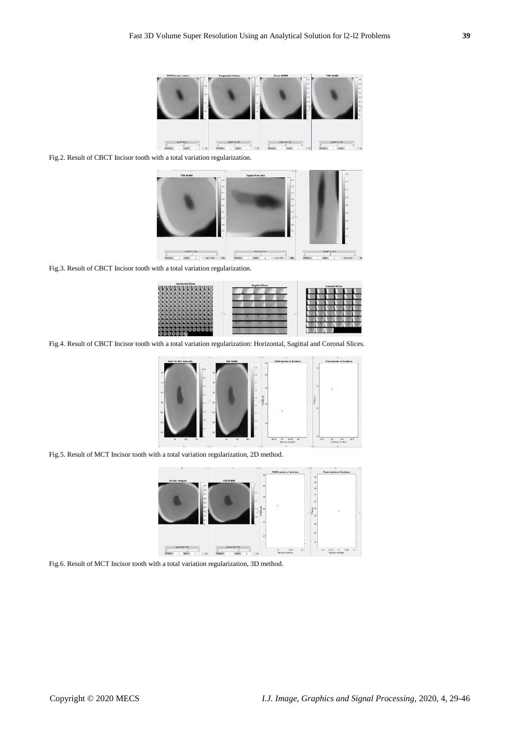Fig.2. Result of CBCT Incisor tooth with a total variation regularization.

Fig.3. Result of CBCT Incisor tooth with a total variation regularization.

Fig.4. Result of CBCT Incisor tooth with a total variation regularization: Horizontal, Sagittal and Coronal Slices.

Fig.5. Result of MCT Incisor tooth with a total variation regularization, 2D method.

Fig.6. Result of MCT Incisor tooth with a total variation regularization, 3D method.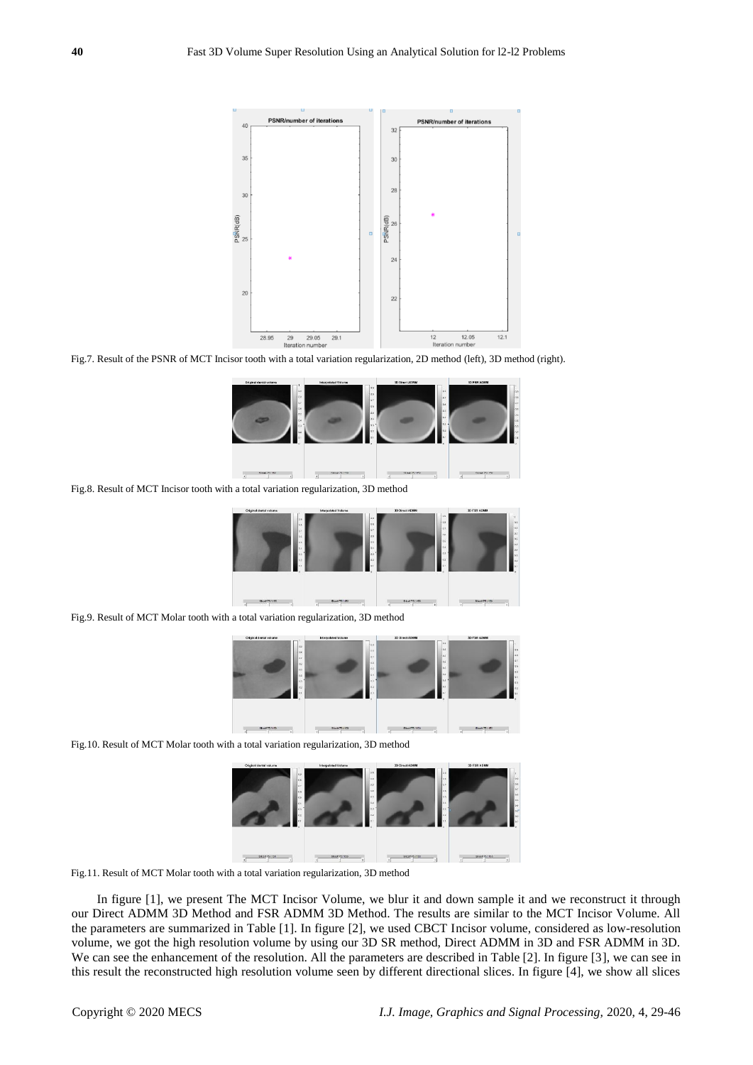Fig.7. Result of the PSNR of MCT Incisor tooth with a total variation regularization, 2D method (left), 3D method (right).

Fig.8. Result of MCT Incisor tooth with a total variation regularization, 3D method

Fig.9. Result of MCT Molar tooth with a total variation regularization, 3D method

Fig.10. Result of MCT Molar tooth with a total variation regularization, 3D method

Fig.11. Result of MCT Molar tooth with a total variation regularization, 3D method

In figure [1], we present The MCT Incisor Volume, we blur it and down sample it and we reconstruct it through our Direct ADMM 3D Method and FSR ADMM 3D Method. The results are similar to the MCT Incisor Volume. All the parameters are summarized in Table [1]. In figure [2], we used CBCT Incisor volume, considered as low-resolution volume, we got the high resolution volume by using our 3D SR method, Direct ADMM in 3D and FSR ADMM in 3D. We can see the enhancement of the resolution. All the parameters are described in Table [2]. In figure [3], we can see in this result the reconstructed high resolution volume seen by different directional slices. In figure [4], we show all slices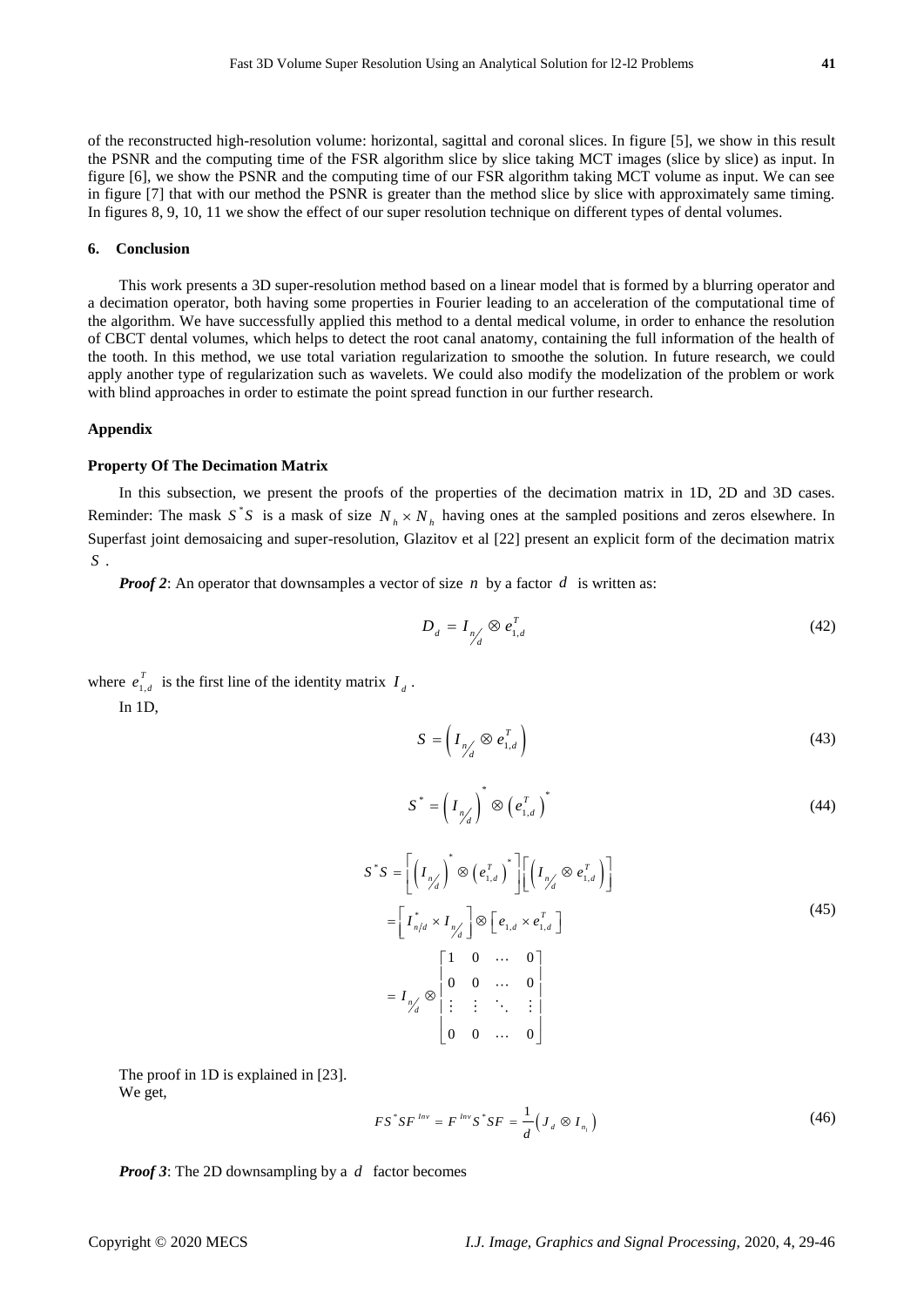of the reconstructed high-resolution volume: horizontal, sagittal and coronal slices. In figure [5], we show in this result the PSNR and the computing time of the FSR algorithm slice by slice taking MCT images (slice by slice) as input. In figure [6], we show the PSNR and the computing time of our FSR algorithm taking MCT volume as input. We can see in figure [7] that with our method the PSNR is greater than the method slice by slice with approximately same timing. In figures 8, 9, 10, 11 we show the effect of our super resolution technique on different types of dental volumes.

## 6. Conclusion

This work presents a 3D super-resolution method based on a linear model that is formed by a blurring operator and a decimation operator, both having some properties in Fourier leading to an acceleration of the computational time of the algorithm. We have successfully applied this method to a dental medical volume, in order to enhance the resolution of CBCT dental volumes, which helps to detect the root canal anatomy, containing the full information of the health of the tooth. In this method, we use total variation regularization to smoothe the solution. In future research, we could apply another type of regularization such as wavelets. We could also modify the modelization of the problem or work with blind approaches in order to estimate the point spread function in our further research.

## Appendix

### Property Of The Decimation Matrix

In this subsection, we present the proofs of the properties of the decimation matrix in 1D, 2D and 3D cases. Reminder: The mask $S^*S$ is a mask of size $N_h \times N_h$ having ones at the sampled positions and zeros elsewhere. In Superfast joint demosaicing and super-resolution, Glazitov et al [22] present an explicit form of the decimation matrix $S$.

***Proof 2***: An operator that downsamples a vector of size $n$ by a factor $d$ is written as:

$$D_d = I_{n/d} \otimes e_{1,d}^T \tag{42}$$

where $e_{1,d}^T$ is the first line of the identity matrix $I_d$.

In 1D,

$$S = \left( I_{n/d} \otimes e_{1,d}^T \right) \tag{43}$$

$$S^* = \left( I_{n/d} \right)^* \otimes \left( e_{1,d}^T \right)^* \tag{44}$$

$$\begin{aligned} S^*S &= \left[ \left( I_{n/d} \right)^* \otimes \left( e_{1,d}^T \right)^* \right] \left[ \left( I_{n/d} \otimes e_{1,d}^T \right) \right] \\ &= \left[ I_{n/d}^* \times I_{n/d} \right] \otimes \left[ e_{1,d} \times e_{1,d}^T \right] \\ &= I_{n/d} \otimes \begin{bmatrix} 1 & 0 & \dots & 0 \\ 0 & 0 & \dots & 0 \\ \vdots & \vdots & \ddots & \vdots \\ 0 & 0 & \dots & 0 \end{bmatrix} \end{aligned} \tag{45}$$

The proof in 1D is explained in [23].
We get,

$$FS^*SF^{Inv} = F^{Inv}S^*SF = \frac{1}{d}\left( J_d \otimes I_{n_l} \right) \tag{46}$$

***Proof 3***: The 2D downsampling by a $d$ factor becomes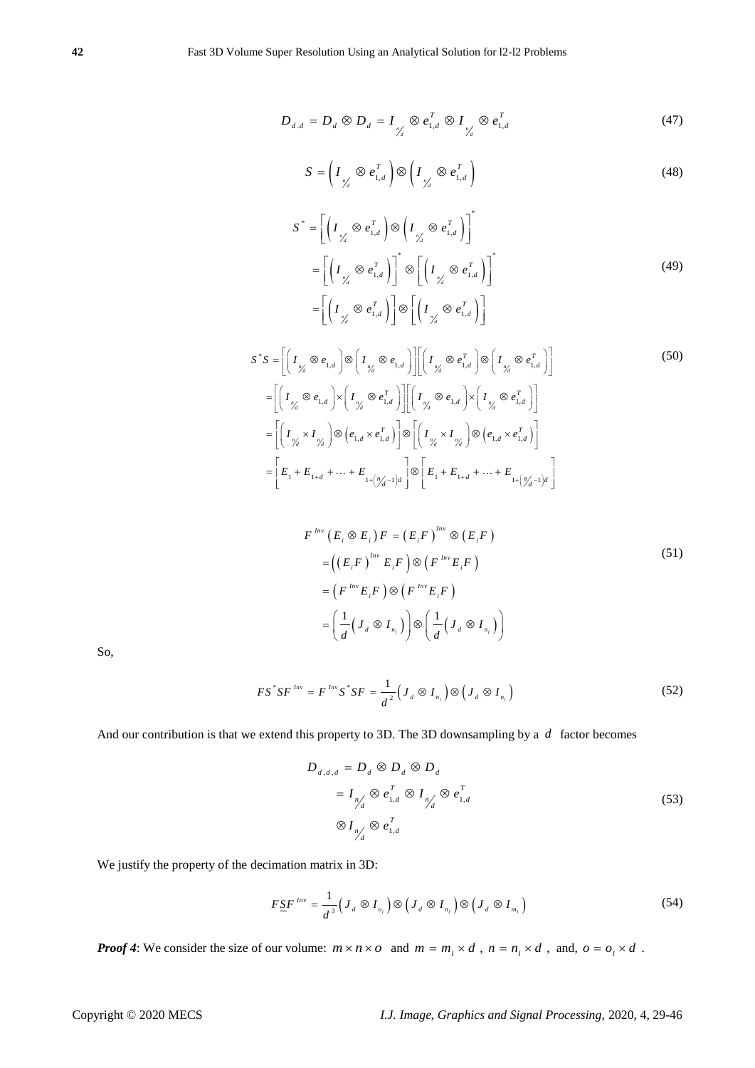$$D_{d.d} = D_d \otimes D_d = I_{n/d} \otimes e_{1,d}^T \otimes I_{n/d} \otimes e_{1,d}^T \tag{47}$$

$$S = \left( I_{n/d} \otimes e_{1,d}^T \right) \otimes \left( I_{n/d} \otimes e_{1,d}^T \right) \tag{48}$$

$$\begin{aligned} S^* &= \left[ \left( I_{n/d} \otimes e_{1,d}^T \right) \otimes \left( I_{n/d} \otimes e_{1,d}^T \right) \right]^* \\ &= \left[ \left( I_{n/d} \otimes e_{1,d}^T \right) \right]^* \otimes \left[ \left( I_{n/d} \otimes e_{1,d}^T \right) \right]^* \\ &= \left[ \left( I_{n/d} \otimes e_{1,d}^T \right) \right] \otimes \left[ \left( I_{n/d} \otimes e_{1,d}^T \right) \right] \end{aligned} \tag{49}$$

$$\begin{aligned} S^*S &= \left[ \left( I_{n/d} \otimes e_{1,d} \right) \otimes \left( I_{n/d} \otimes e_{1,d} \right) \right] \left[ \left( I_{n/d} \otimes e_{1,d}^T \right) \otimes \left( I_{n/d} \otimes e_{1,d}^T \right) \right] \\ &= \left[ \left( I_{n/d} \otimes e_{1,d} \right) \times \left( I_{n/d} \otimes e_{1,d}^T \right) \right] \left[ \left( I_{n/d} \otimes e_{1,d} \right) \times \left( I_{n/d} \otimes e_{1,d}^T \right) \right] \\ &= \left[ \left( I_{n/d} \times I_{n/d} \right) \otimes \left( e_{1,d} \times e_{1,d}^T \right) \right] \otimes \left[ \left( I_{n/d} \times I_{n/d} \right) \otimes \left( e_{1,d} \times e_{1,d}^T \right) \right] \\ &= \left[ E_1 + E_{1+d} + \dots + E_{1+\left(n/d - 1\right)d} \right] \otimes \left[ E_1 + E_{1+d} + \dots + E_{1+\left(n/d - 1\right)d} \right] \end{aligned} \tag{50}$$

$$\begin{aligned} F^{Inv}\left( E_i \otimes E_i \right) F &= \left( E_i F \right)^{Inv} \otimes \left( E_i F \right) \\ &= \left( \left( E_i F \right)^{Inv} E_i F \right) \otimes \left( F^{Inv} E_i F \right) \\ &= \left( F^{Inv} E_i F \right) \otimes \left( F^{Inv} E_i F \right) \\ &= \left( \frac{1}{d}\left( J_d \otimes I_{n_l} \right) \right) \otimes \left( \frac{1}{d}\left( J_d \otimes I_{n_l} \right) \right) \end{aligned} \tag{51}$$

So,

$$FS^*SF^{Inv} = F^{Inv}S^*SF = \frac{1}{d^2}\left( J_d \otimes I_{n_l} \right) \otimes \left( J_d \otimes I_{n_l} \right) \tag{52}$$

And our contribution is that we extend this property to 3D. The 3D downsampling by a $d$ factor becomes

$$\begin{aligned} D_{d,d,d} &= D_d \otimes D_d \otimes D_d \\ &= I_{n/d} \otimes e_{1,d}^T \otimes I_{n/d} \otimes e_{1,d}^T \\ &\otimes I_{n/d} \otimes e_{1,d}^T \end{aligned} \tag{53}$$

We justify the property of the decimation matrix in 3D:

$$F\underline{S}F^{Inv} = \frac{1}{d^3}\left( J_d \otimes I_{o_l} \right) \otimes \left( J_d \otimes I_{n_l} \right) \otimes \left( J_d \otimes I_{m_l} \right) \tag{54}$$

***Proof 4***: We consider the size of our volume: $m \times n \times o$ and $m = m_l \times d$, $n = n_l \times d$, and, $o = o_l \times d$.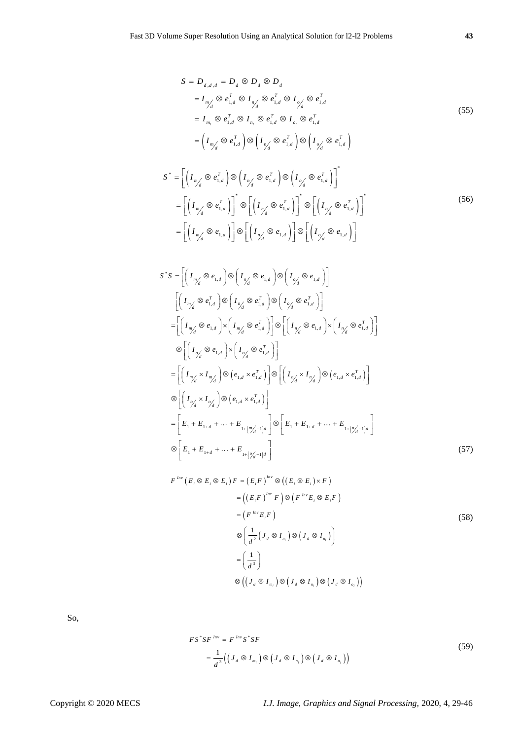$$
\begin{aligned}
S &= D_{d,d,d} = D_d \otimes D_d \otimes D_d \\
&= I_{m/d} \otimes e_{1,d}^T \otimes I_{n/d} \otimes e_{1,d}^T \otimes I_{o/d} \otimes e_{1,d}^T \\
&= I_{m_l} \otimes e_{1,d}^T \otimes I_{n_l} \otimes e_{1,d}^T \otimes I_{o_l} \otimes e_{1,d}^T \\
&= \left( I_{m/d} \otimes e_{1,d}^T \right) \otimes \left( I_{n/d} \otimes e_{1,d}^T \right) \otimes \left( I_{o/d} \otimes e_{1,d}^T \right)
\end{aligned}
\tag{55}
$$

$$
\begin{aligned}
S^* &= \left[ \left( I_{m/d} \otimes e_{1,d}^T \right) \otimes \left( I_{n/d} \otimes e_{1,d}^T \right) \otimes \left( I_{o/d} \otimes e_{1,d}^T \right) \right]^* \\
&= \left[ \left( I_{m/d} \otimes e_{1,d}^T \right) \right]^* \otimes \left[ \left( I_{n/d} \otimes e_{1,d}^T \right) \right]^* \otimes \left[ \left( I_{o/d} \otimes e_{1,d}^T \right) \right]^* \\
&= \left[ \left( I_{m/d} \otimes e_{1,d} \right) \right] \otimes \left[ \left( I_{n/d} \otimes e_{1,d} \right) \right] \otimes \left[ \left( I_{o/d} \otimes e_{1,d} \right) \right]
\end{aligned}
\tag{56}
$$

$$
\begin{aligned}
S^*S &= \left[ \left( I_{m/d} \otimes e_{1,d} \right) \otimes \left( I_{n/d} \otimes e_{1,d} \right) \otimes \left( I_{o/d} \otimes e_{1,d} \right) \right] \\
&\quad \left[ \left( I_{m/d} \otimes e_{1,d}^T \right) \otimes \left( I_{n/d} \otimes e_{1,d}^T \right) \otimes \left( I_{o/d} \otimes e_{1,d}^T \right) \right] \\
&= \left[ \left( I_{m/d} \otimes e_{1,d} \right) \times \left( I_{m/d} \otimes e_{1,d}^T \right) \right] \otimes \left[ \left( I_{n/d} \otimes e_{1,d} \right) \times \left( I_{n/d} \otimes e_{1,d}^T \right) \right] \\
&\quad \otimes \left[ \left( I_{o/d} \otimes e_{1,d} \right) \times \left( I_{o/d} \otimes e_{1,d}^T \right) \right] \\
&= \left[ \left( I_{m/d} \times I_{m/d} \right) \otimes \left( e_{1,d} \times e_{1,d}^T \right) \right] \otimes \left[ \left( I_{n/d} \times I_{n/d} \right) \otimes \left( e_{1,d} \times e_{1,d}^T \right) \right] \\
&\quad \otimes \left[ \left( I_{o/d} \times I_{o/d} \right) \otimes \left( e_{1,d} \times e_{1,d}^T \right) \right] \\
&= \left[ E_1 + E_{1+d} + \ldots + E_{1+\left(m/d - 1\right)d} \right] \otimes \left[ E_1 + E_{1+d} + \ldots + E_{1+\left(n/d - 1\right)d} \right] \\
&\quad \otimes \left[ E_1 + E_{1+d} + \ldots + E_{1+\left(o/d - 1\right)d} \right]
\end{aligned}
\tag{57}
$$

$$
\begin{aligned}
F^{Inv} \left( E_i \otimes E_i \otimes E_i \right) F &= \left( E_i F \right)^{Inv} \otimes \left( \left( E_i \otimes E_i \right) \times F \right) \\
&= \left( \left( E_i F \right)^{Inv} F \right) \otimes \left( F^{Inv} E_i \otimes E_i F \right) \\
&= \left( F^{Inv} E_i F \right) \\
&\quad \otimes \left( \frac{1}{d^2} \left( J_d \otimes I_{n_l} \right) \otimes \left( J_d \otimes I_{n_l} \right) \right) \\
&= \left( \frac{1}{d^3} \right) \\
&\quad \otimes \left( \left( J_d \otimes I_{m_l} \right) \otimes \left( J_d \otimes I_{n_l} \right) \otimes \left( J_d \otimes I_{o_l} \right) \right)
\end{aligned}
\tag{58}
$$

So,

$$
\begin{aligned}
FS^*SF^{Inv} &= F^{Inv} S^* SF \\
&= \frac{1}{d^3} \left( \left( J_d \otimes I_{m_l} \right) \otimes \left( J_d \otimes I_{n_l} \right) \otimes \left( J_d \otimes I_{o_l} \right) \right)
\end{aligned}
\tag{59}
$$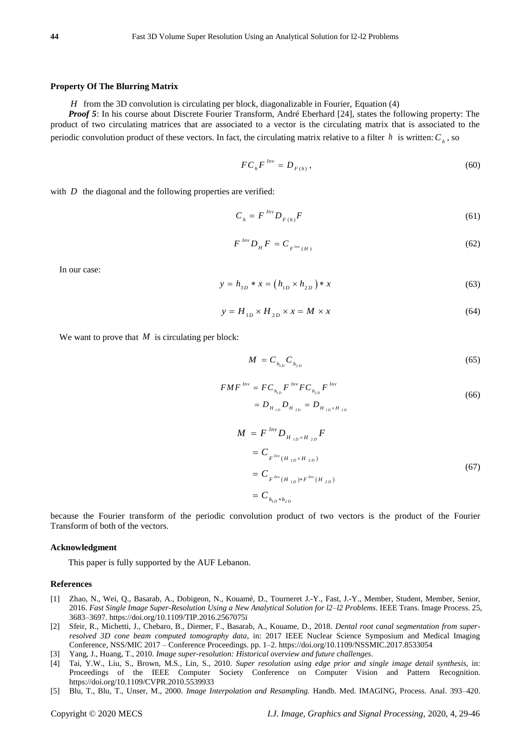**Property Of The Blurring Matrix**

$H$ from the 3D convolution is circulating per block, diagonalizable in Fourier, Equation (4)

***Proof 5***: In his course about Discrete Fourier Transform, André Eberhard [24], states the following property: The product of two circulating matrices that are associated to a vector is the circulating matrix that is associated to the periodic convolution product of these vectors. In fact, the circulating matrix relative to a filter $h$ is written: $C_h$, so

$$FC_h F^{Inv} = D_{F(h)}, \tag{60}$$

with $D$ the diagonal and the following properties are verified:

$$C_h = F^{Inv} D_{F(h)} F \tag{61}$$

$$F^{Inv} D_H F = C_{F^{Inv}(H)} \tag{62}$$

In our case:

$$y = h_{3D} * x = \left(h_{1D} \times h_{2D}\right) * x \tag{63}$$

$$y = H_{1D} \times H_{2D} \times x = M \times x \tag{64}$$

We want to prove that $M$ is circulating per block:

$$M = C_{h_{1D}} C_{h_{2D}} \tag{65}$$

$$\begin{aligned} FMF^{Inv} &= FC_{h_{1D}} F^{Inv} FC_{h_{2D}} F^{Inv} \\ &= D_{H_{1D}} D_{H_{2D}} = D_{H_{1D} \times H_{2D}} \end{aligned} \tag{66}$$

$$\begin{aligned} M &= F^{Inv} D_{H_{1D} \times H_{2D}} F \\ &= C_{F^{Inv}(H_{1D} \times H_{2D})} \\ &= C_{F^{Inv}(H_{1D}) * F^{Inv}(H_{2D})} \\ &= C_{h_{1D} * h_{2D}} \end{aligned} \tag{67}$$

because the Fourier transform of the periodic convolution product of two vectors is the product of the Fourier Transform of both of the vectors.

**Acknowledgment**

This paper is fully supported by the AUF Lebanon.

**References**

[1] Zhao, N., Wei, Q., Basarab, A., Dobigeon, N., Kouamé, D., Tourneret J.-Y., Fast, J.-Y., Member, Student, Member, Senior, 2016. *Fast Single Image Super-Resolution Using a New Analytical Solution for l2–l2 Problems*. IEEE Trans. Image Process. 25, 3683–3697. https://doi.org/10.1109/TIP.2016.2567075ï

[2] Sfeir, R., Michetti, J., Chebaro, B., Diemer, F., Basarab, A., Kouame, D., 2018. *Dental root canal segmentation from super-resolved 3D cone beam computed tomography data*, in: 2017 IEEE Nuclear Science Symposium and Medical Imaging Conference, NSS/MIC 2017 – Conference Proceedings. pp. 1–2. https://doi.org/10.1109/NSSMIC.2017.8533054

[3] Yang, J., Huang, T., 2010. *Image super-resolution: Historical overview and future challenges*.

[4] Tai, Y.W., Liu, S., Brown, M.S., Lin, S., 2010. *Super resolution using edge prior and single image detail synthesis*, in: Proceedings of the IEEE Computer Society Conference on Computer Vision and Pattern Recognition. https://doi.org/10.1109/CVPR.2010.5539933

[5] Blu, T., Blu, T., Unser, M., 2000. *Image Interpolation and Resampling.* Handb. Med. IMAGING, Process. Anal. 393–420.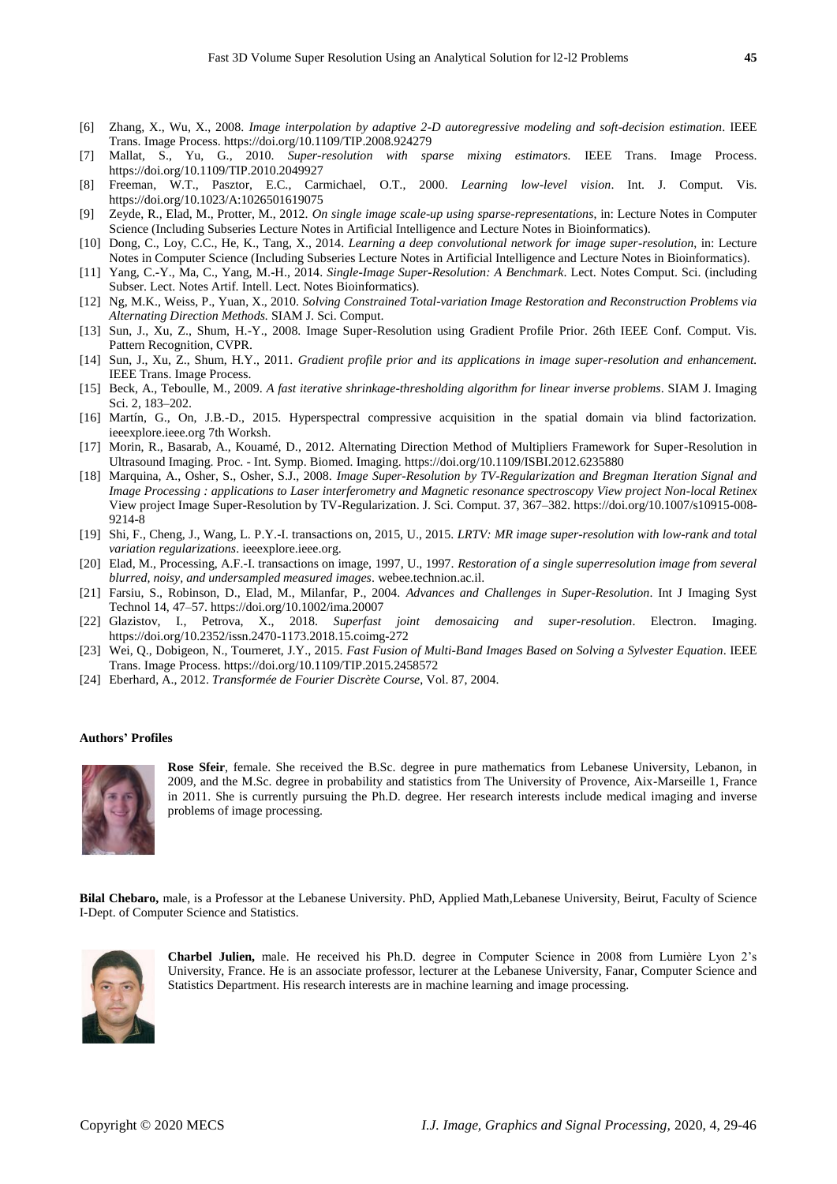[6] Zhang, X., Wu, X., 2008. *Image interpolation by adaptive 2-D autoregressive modeling and soft-decision estimation*. IEEE Trans. Image Process. https://doi.org/10.1109/TIP.2008.924279

[7] Mallat, S., Yu, G., 2010. *Super-resolution with sparse mixing estimators.* IEEE Trans. Image Process. https://doi.org/10.1109/TIP.2010.2049927

[8] Freeman, W.T., Pasztor, E.C., Carmichael, O.T., 2000. *Learning low-level vision*. Int. J. Comput. Vis. https://doi.org/10.1023/A:1026501619075

[9] Zeyde, R., Elad, M., Protter, M., 2012. *On single image scale-up using sparse-representations*, in: Lecture Notes in Computer Science (Including Subseries Lecture Notes in Artificial Intelligence and Lecture Notes in Bioinformatics).

[10] Dong, C., Loy, C.C., He, K., Tang, X., 2014. *Learning a deep convolutional network for image super-resolution*, in: Lecture Notes in Computer Science (Including Subseries Lecture Notes in Artificial Intelligence and Lecture Notes in Bioinformatics).

[11] Yang, C.-Y., Ma, C., Yang, M.-H., 2014. *Single-Image Super-Resolution: A Benchmark*. Lect. Notes Comput. Sci. (including Subser. Lect. Notes Artif. Intell. Lect. Notes Bioinformatics).

[12] Ng, M.K., Weiss, P., Yuan, X., 2010. *Solving Constrained Total-variation Image Restoration and Reconstruction Problems via Alternating Direction Methods.* SIAM J. Sci. Comput.

[13] Sun, J., Xu, Z., Shum, H.-Y., 2008. Image Super-Resolution using Gradient Profile Prior. 26th IEEE Conf. Comput. Vis. Pattern Recognition, CVPR.

[14] Sun, J., Xu, Z., Shum, H.Y., 2011. *Gradient profile prior and its applications in image super-resolution and enhancement.* IEEE Trans. Image Process.

[15] Beck, A., Teboulle, M., 2009. *A fast iterative shrinkage-thresholding algorithm for linear inverse problems*. SIAM J. Imaging Sci. 2, 183–202.

[16] Martín, G., On, J.B.-D., 2015. Hyperspectral compressive acquisition in the spatial domain via blind factorization. ieeexplore.ieee.org 7th Worksh.

[17] Morin, R., Basarab, A., Kouamé, D., 2012. Alternating Direction Method of Multipliers Framework for Super-Resolution in Ultrasound Imaging. Proc. - Int. Symp. Biomed. Imaging. https://doi.org/10.1109/ISBI.2012.6235880

[18] Marquina, A., Osher, S., Osher, S.J., 2008. *Image Super-Resolution by TV-Regularization and Bregman Iteration Signal and Image Processing : applications to Laser interferometry and Magnetic resonance spectroscopy View project Non-local Retinex* View project Image Super-Resolution by TV-Regularization. J. Sci. Comput. 37, 367–382. https://doi.org/10.1007/s10915-008-9214-8

[19] Shi, F., Cheng, J., Wang, L. P.Y.-I. transactions on, 2015, U., 2015. *LRTV: MR image super-resolution with low-rank and total variation regularizations*. ieeexplore.ieee.org.

[20] Elad, M., Processing, A.F.-I. transactions on image, 1997, U., 1997. *Restoration of a single superresolution image from several blurred, noisy, and undersampled measured images*. webee.technion.ac.il.

[21] Farsiu, S., Robinson, D., Elad, M., Milanfar, P., 2004. *Advances and Challenges in Super-Resolution*. Int J Imaging Syst Technol 14, 47–57. https://doi.org/10.1002/ima.20007

[22] Glazistov, I., Petrova, X., 2018. *Superfast joint demosaicing and super-resolution*. Electron. Imaging. https://doi.org/10.2352/issn.2470-1173.2018.15.coimg-272

[23] Wei, Q., Dobigeon, N., Tourneret, J.Y., 2015. *Fast Fusion of Multi-Band Images Based on Solving a Sylvester Equation*. IEEE Trans. Image Process. https://doi.org/10.1109/TIP.2015.2458572

[24] Eberhard, A., 2012. *Transformée de Fourier Discrète Course*, Vol. 87, 2004.

**Authors' Profiles**

**Rose Sfeir**, female. She received the B.Sc. degree in pure mathematics from Lebanese University, Lebanon, in 2009, and the M.Sc. degree in probability and statistics from The University of Provence, Aix-Marseille 1, France in 2011. She is currently pursuing the Ph.D. degree. Her research interests include medical imaging and inverse problems of image processing.

**Bilal Chebaro,** male, is a Professor at the Lebanese University. PhD, Applied Math,Lebanese University, Beirut, Faculty of Science I-Dept. of Computer Science and Statistics.

**Charbel Julien,** male. He received his Ph.D. degree in Computer Science in 2008 from Lumière Lyon 2's University, France. He is an associate professor, lecturer at the Lebanese University, Fanar, Computer Science and Statistics Department. His research interests are in machine learning and image processing.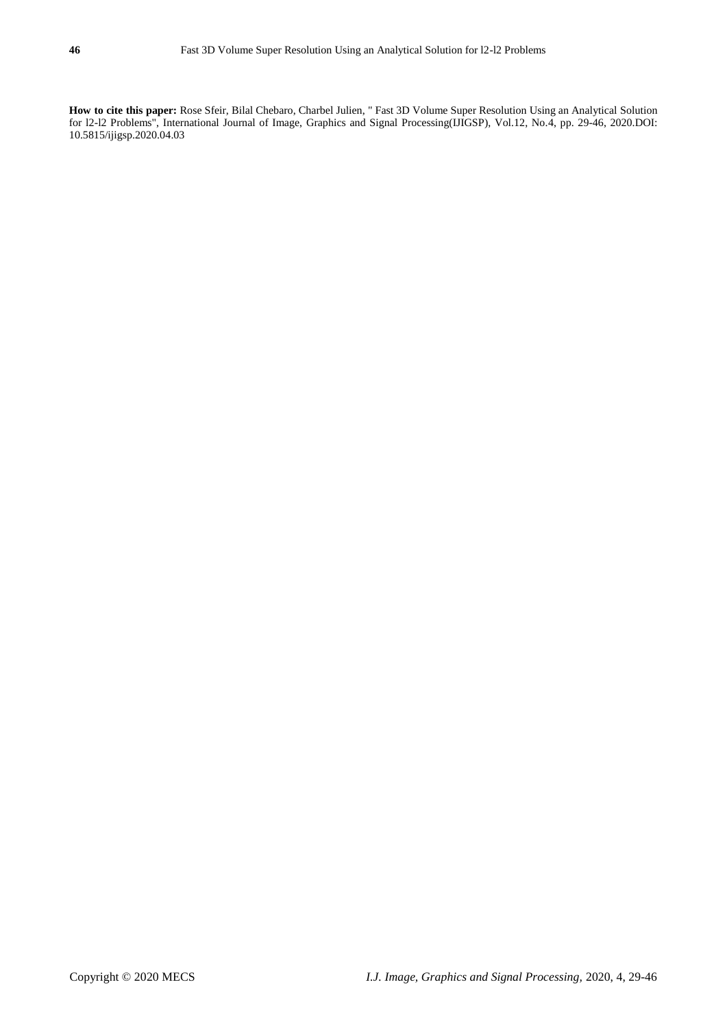**How to cite this paper:** Rose Sfeir, Bilal Chebaro, Charbel Julien, " Fast 3D Volume Super Resolution Using an Analytical Solution for l2-l2 Problems", International Journal of Image, Graphics and Signal Processing(IJIGSP), Vol.12, No.4, pp. 29-46, 2020.DOI: 10.5815/ijigsp.2020.04.03